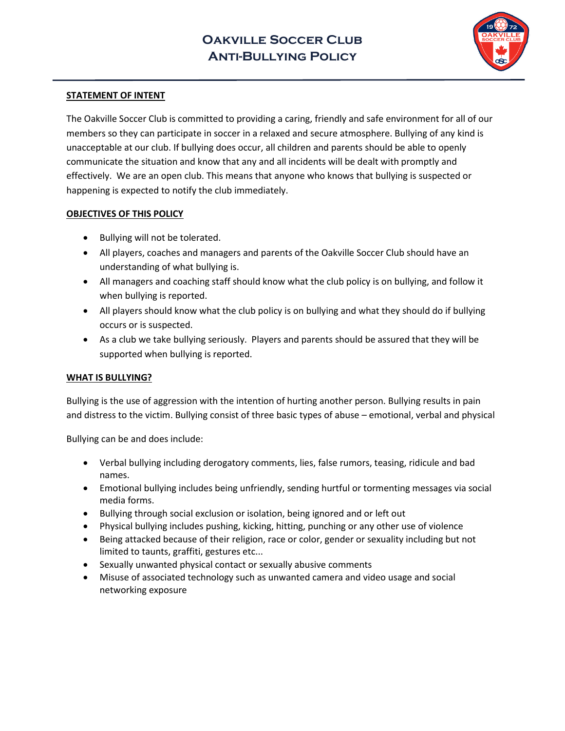# Oakville Soccer Club
# Anti-Bullying Policy

## STATEMENT OF INTENT

The Oakville Soccer Club is committed to providing a caring, friendly and safe environment for all of our members so they can participate in soccer in a relaxed and secure atmosphere. Bullying of any kind is unacceptable at our club. If bullying does occur, all children and parents should be able to openly communicate the situation and know that any and all incidents will be dealt with promptly and effectively. We are an open club. This means that anyone who knows that bullying is suspected or happening is expected to notify the club immediately.

## OBJECTIVES OF THIS POLICY

- Bullying will not be tolerated.
- All players, coaches and managers and parents of the Oakville Soccer Club should have an understanding of what bullying is.
- All managers and coaching staff should know what the club policy is on bullying, and follow it when bullying is reported.
- All players should know what the club policy is on bullying and what they should do if bullying occurs or is suspected.
- As a club we take bullying seriously. Players and parents should be assured that they will be supported when bullying is reported.

## WHAT IS BULLYING?

Bullying is the use of aggression with the intention of hurting another person. Bullying results in pain and distress to the victim. Bullying consist of three basic types of abuse – emotional, verbal and physical

Bullying can be and does include:

- Verbal bullying including derogatory comments, lies, false rumors, teasing, ridicule and bad names.
- Emotional bullying includes being unfriendly, sending hurtful or tormenting messages via social media forms.
- Bullying through social exclusion or isolation, being ignored and or left out
- Physical bullying includes pushing, kicking, hitting, punching or any other use of violence
- Being attacked because of their religion, race or color, gender or sexuality including but not limited to taunts, graffiti, gestures etc...
- Sexually unwanted physical contact or sexually abusive comments
- Misuse of associated technology such as unwanted camera and video usage and social networking exposure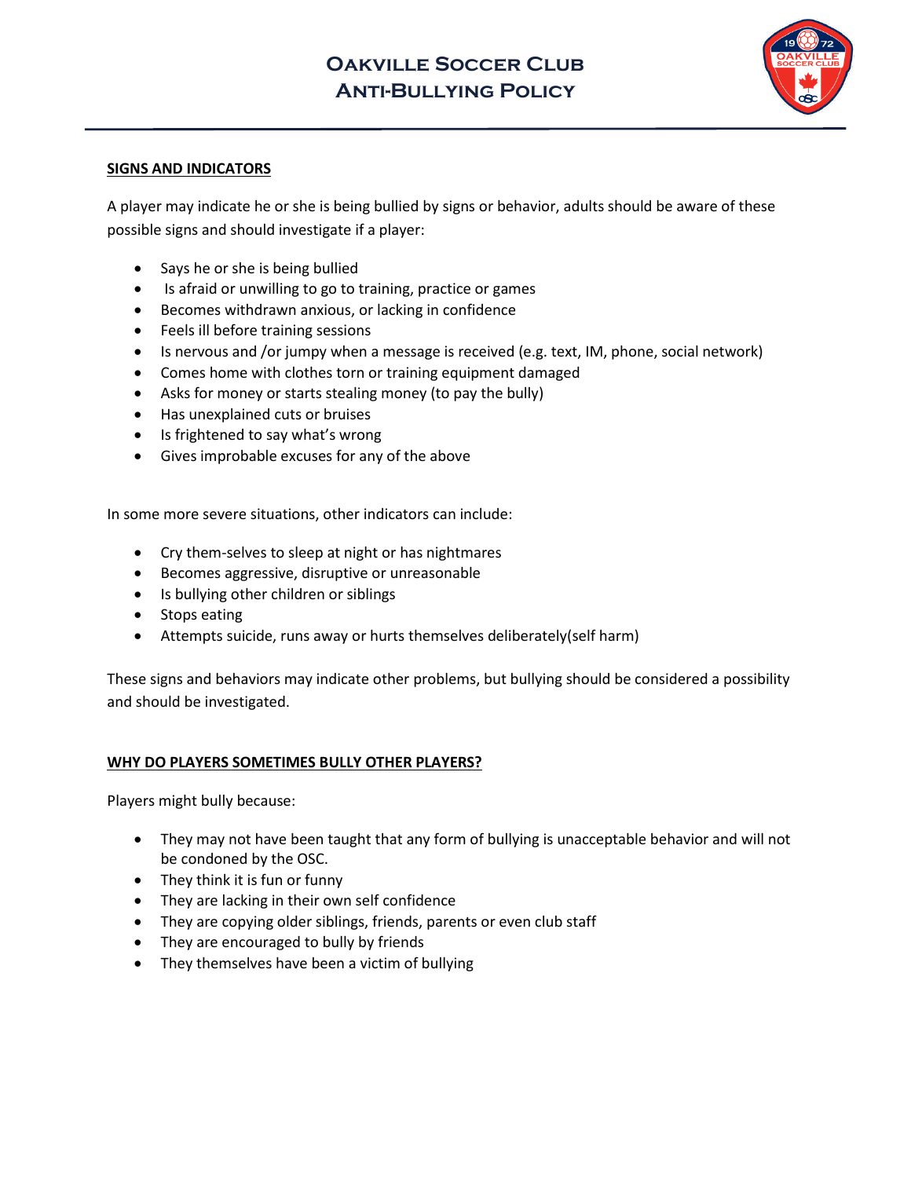## SIGNS AND INDICATORS

A player may indicate he or she is being bullied by signs or behavior, adults should be aware of these possible signs and should investigate if a player:

- Says he or she is being bullied
- Is afraid or unwilling to go to training, practice or games
- Becomes withdrawn anxious, or lacking in confidence
- Feels ill before training sessions
- Is nervous and /or jumpy when a message is received (e.g. text, IM, phone, social network)
- Comes home with clothes torn or training equipment damaged
- Asks for money or starts stealing money (to pay the bully)
- Has unexplained cuts or bruises
- Is frightened to say what's wrong
- Gives improbable excuses for any of the above

In some more severe situations, other indicators can include:

- Cry them-selves to sleep at night or has nightmares
- Becomes aggressive, disruptive or unreasonable
- Is bullying other children or siblings
- Stops eating
- Attempts suicide, runs away or hurts themselves deliberately(self harm)

These signs and behaviors may indicate other problems, but bullying should be considered a possibility and should be investigated.

## WHY DO PLAYERS SOMETIMES BULLY OTHER PLAYERS?

Players might bully because:

- They may not have been taught that any form of bullying is unacceptable behavior and will not be condoned by the OSC.
- They think it is fun or funny
- They are lacking in their own self confidence
- They are copying older siblings, friends, parents or even club staff
- They are encouraged to bully by friends
- They themselves have been a victim of bullying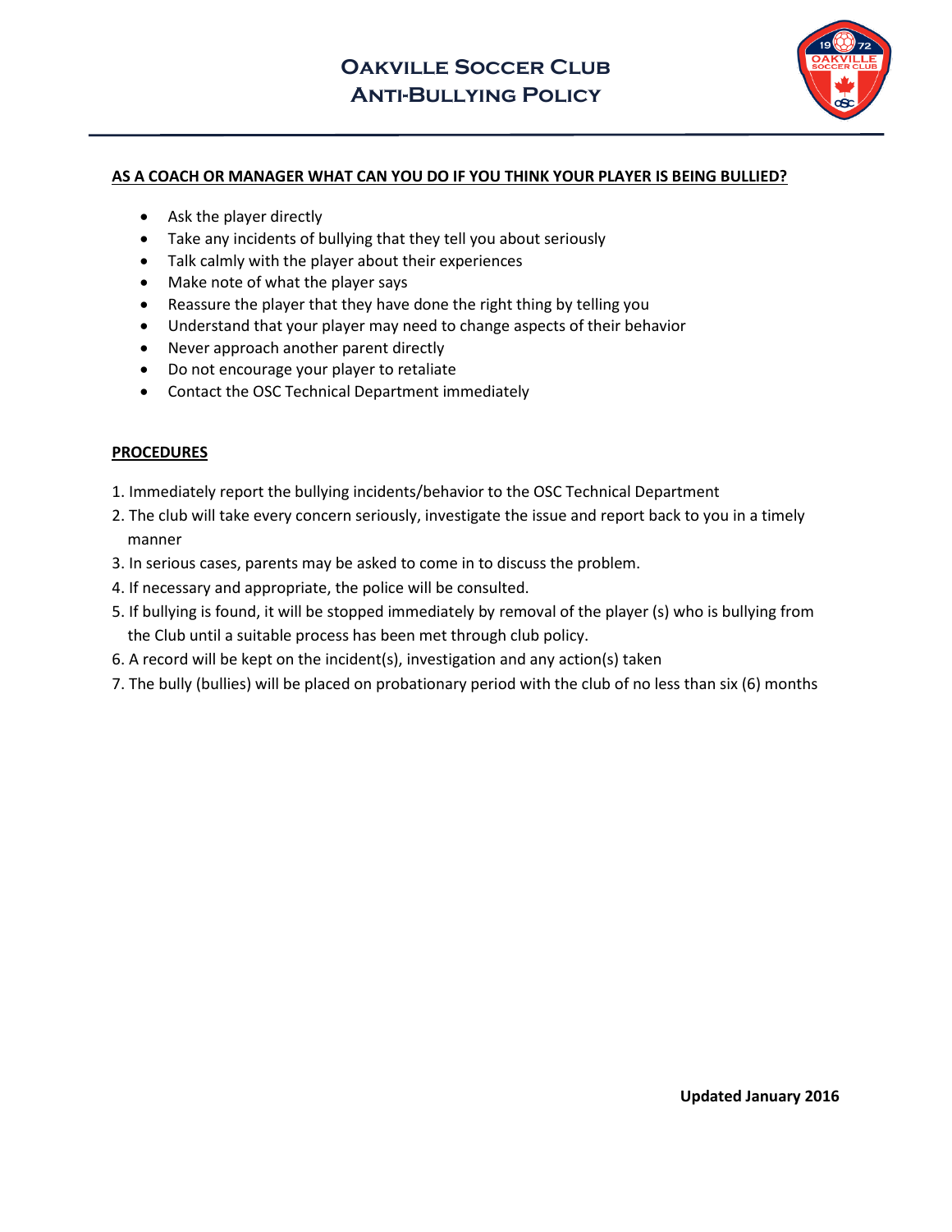# Oakville Soccer Club
# Anti-Bullying Policy

**AS A COACH OR MANAGER WHAT CAN YOU DO IF YOU THINK YOUR PLAYER IS BEING BULLIED?**

- Ask the player directly
- Take any incidents of bullying that they tell you about seriously
- Talk calmly with the player about their experiences
- Make note of what the player says
- Reassure the player that they have done the right thing by telling you
- Understand that your player may need to change aspects of their behavior
- Never approach another parent directly
- Do not encourage your player to retaliate
- Contact the OSC Technical Department immediately

**PROCEDURES**

1. Immediately report the bullying incidents/behavior to the OSC Technical Department
2. The club will take every concern seriously, investigate the issue and report back to you in a timely manner
3. In serious cases, parents may be asked to come in to discuss the problem.
4. If necessary and appropriate, the police will be consulted.
5. If bullying is found, it will be stopped immediately by removal of the player (s) who is bullying from the Club until a suitable process has been met through club policy.
6. A record will be kept on the incident(s), investigation and any action(s) taken
7. The bully (bullies) will be placed on probationary period with the club of no less than six (6) months

**Updated January 2016**